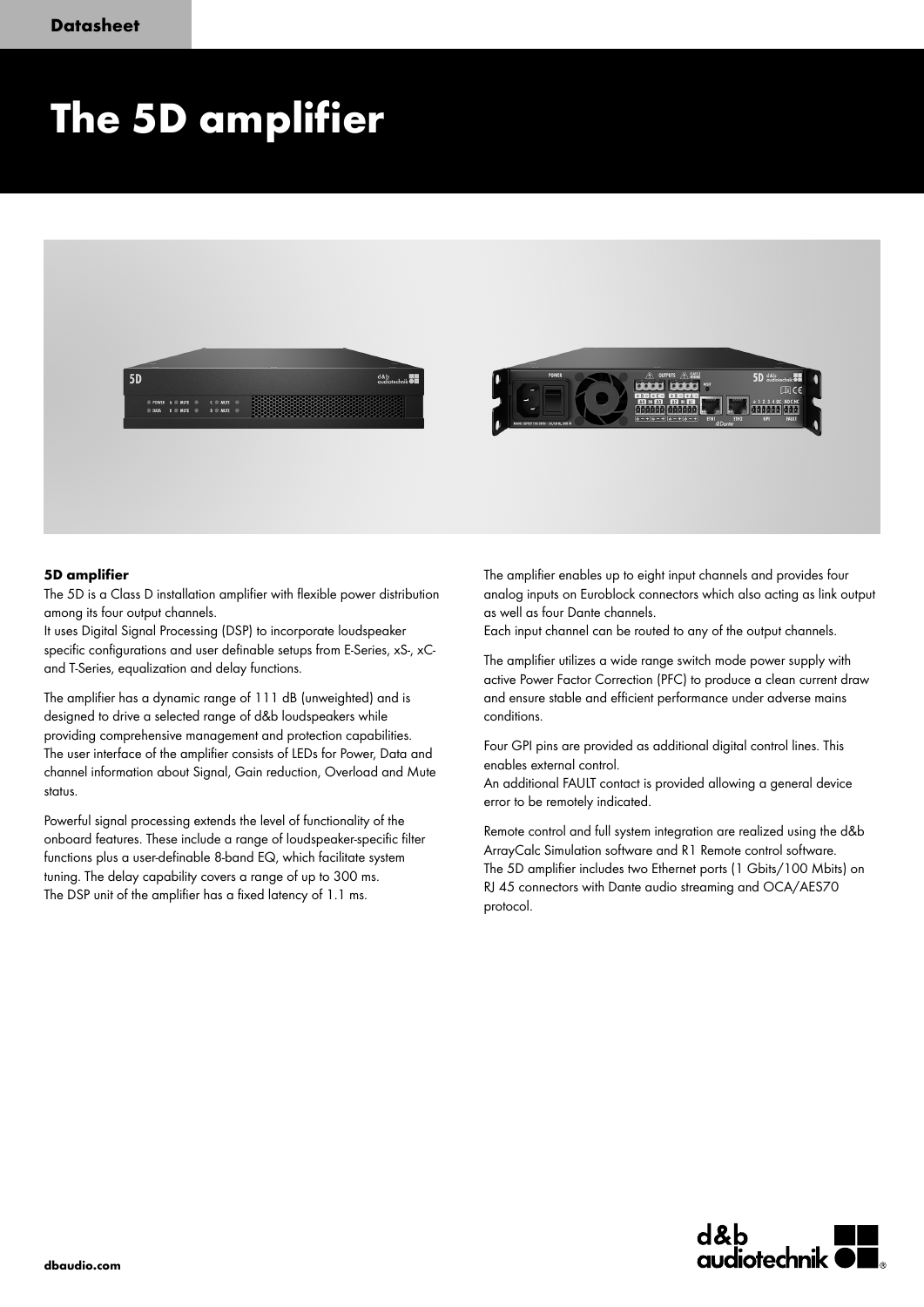Datasheet

# The 5D amplifier

### 5D amplifier

The 5D is a Class D installation amplifier with flexible power distribution among its four output channels.
It uses Digital Signal Processing (DSP) to incorporate loudspeaker specific configurations and user definable setups from E-Series, xS-, xC- and T-Series, equalization and delay functions.

The amplifier has a dynamic range of 111 dB (unweighted) and is designed to drive a selected range of d&b loudspeakers while providing comprehensive management and protection capabilities.
The user interface of the amplifier consists of LEDs for Power, Data and channel information about Signal, Gain reduction, Overload and Mute status.

Powerful signal processing extends the level of functionality of the onboard features. These include a range of loudspeaker-specific filter functions plus a user-definable 8-band EQ, which facilitate system tuning. The delay capability covers a range of up to 300 ms.
The DSP unit of the amplifier has a fixed latency of 1.1 ms.

The amplifier enables up to eight input channels and provides four analog inputs on Euroblock connectors which also acting as link output as well as four Dante channels.
Each input channel can be routed to any of the output channels.

The amplifier utilizes a wide range switch mode power supply with active Power Factor Correction (PFC) to produce a clean current draw and ensure stable and efficient performance under adverse mains conditions.

Four GPI pins are provided as additional digital control lines. This enables external control.
An additional FAULT contact is provided allowing a general device error to be remotely indicated.

Remote control and full system integration are realized using the d&b ArrayCalc Simulation software and R1 Remote control software.
The 5D amplifier includes two Ethernet ports (1 Gbits/100 Mbits) on RJ 45 connectors with Dante audio streaming and OCA/AES70 protocol.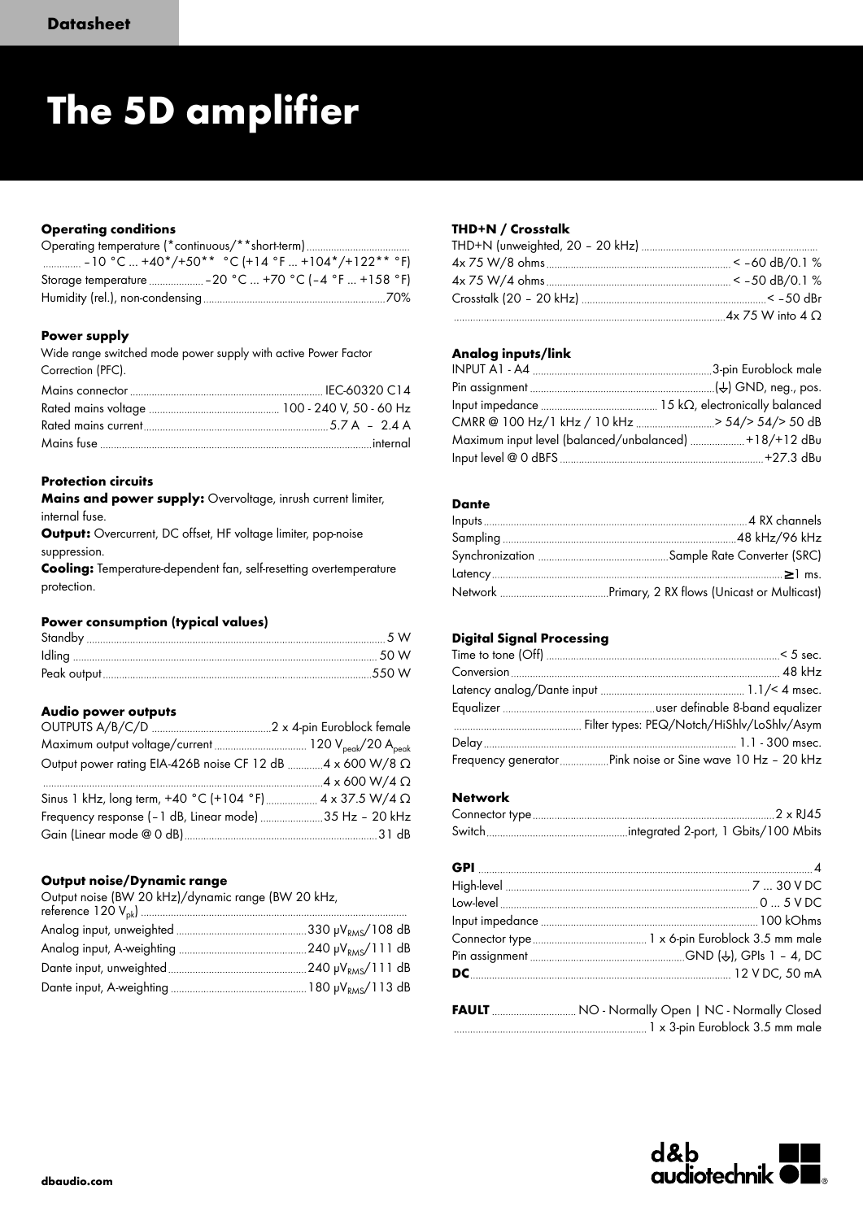# The 5D amplifier

### Operating conditions

| | |
|---|---|
| Operating temperature (*continuous/**short-term) | −10 °C ... +40*/+50** °C (+14 °F ... +104*/+122** °F) |
| Storage temperature | −20 °C ... +70 °C (−4 °F ... +158 °F) |
| Humidity (rel.), non-condensing | 70% |

### Power supply

Wide range switched mode power supply with active Power Factor Correction (PFC).

| | |
|---|---|
| Mains connector | IEC-60320 C14 |
| Rated mains voltage | 100 - 240 V, 50 - 60 Hz |
| Rated mains current | 5.7 A – 2.4 A |
| Mains fuse | internal |

### Protection circuits

**Mains and power supply:** Overvoltage, inrush current limiter, internal fuse.

**Output:** Overcurrent, DC offset, HF voltage limiter, pop-noise suppression.

**Cooling:** Temperature-dependent fan, self-resetting overtemperature protection.

### Power consumption (typical values)

| | |
|---|---|
| Standby | 5 W |
| Idling | 50 W |
| Peak output | 550 W |

### Audio power outputs

| | |
|---|---|
| OUTPUTS A/B/C/D | 2 x 4-pin Euroblock female |
| Maximum output voltage/current | 120 $V_{peak}$/20 $A_{peak}$ |
| Output power rating EIA-426B noise CF 12 dB | 4 x 600 W/8 Ω |
| | 4 x 600 W/4 Ω |
| Sinus 1 kHz, long term, +40 °C (+104 °F) | 4 x 37.5 W/4 Ω |
| Frequency response (−1 dB, Linear mode) | 35 Hz – 20 kHz |
| Gain (Linear mode @ 0 dB) | 31 dB |

### Output noise/Dynamic range

| | |
|---|---|
| Output noise (BW 20 kHz)/dynamic range (BW 20 kHz, reference 120 $V_{pk}$) | |
| Analog input, unweighted | 330 $\mu V_{RMS}$/108 dB |
| Analog input, A-weighting | 240 $\mu V_{RMS}$/111 dB |
| Dante input, unweighted | 240 $\mu V_{RMS}$/111 dB |
| Dante input, A-weighting | 180 $\mu V_{RMS}$/113 dB |

### THD+N / Crosstalk

| | |
|---|---|
| THD+N (unweighted, 20 – 20 kHz) | |
| 4x 75 W/8 ohms | < −60 dB/0.1 % |
| 4x 75 W/4 ohms | < −50 dB/0.1 % |
| Crosstalk (20 – 20 kHz) | < −50 dBr |
| | 4x 75 W into 4 Ω |

### Analog inputs/link

| | |
|---|---|
| INPUT A1 - A4 | 3-pin Euroblock male |
| Pin assignment | (⏚) GND, neg., pos. |
| Input impedance | 15 kΩ, electronically balanced |
| CMRR @ 100 Hz/1 kHz / 10 kHz | > 54/> 54/> 50 dB |
| Maximum input level (balanced/unbalanced) | +18/+12 dBu |
| Input level @ 0 dBFS | +27.3 dBu |

### Dante

| | |
|---|---|
| Inputs | 4 RX channels |
| Sampling | 48 kHz/96 kHz |
| Synchronization | Sample Rate Converter (SRC) |
| Latency | ≥1 ms. |
| Network | Primary, 2 RX flows (Unicast or Multicast) |

### Digital Signal Processing

| | |
|---|---|
| Time to tone (Off) | < 5 sec. |
| Conversion | 48 kHz |
| Latency analog/Dante input | 1.1/< 4 msec. |
| Equalizer | user definable 8-band equalizer |
| | Filter types: PEQ/Notch/HiShlv/LoShlv/Asym |
| Delay | 1.1 - 300 msec. |
| Frequency generator | Pink noise or Sine wave 10 Hz – 20 kHz |

### Network

| | |
|---|---|
| Connector type | 2 x RJ45 |
| Switch | integrated 2-port, 1 Gbits/100 Mbits |

| | |
|---|---|
| **GPI** | 4 |
| High-level | 7 ... 30 V DC |
| Low-level | 0 ... 5 V DC |
| Input impedance | 100 kOhms |
| Connector type | 1 x 6-pin Euroblock 3.5 mm male |
| Pin assignment | GND (⏚), GPIs 1 – 4, DC |
| **DC** | 12 V DC, 50 mA |

| | |
|---|---|
| **FAULT** | NO - Normally Open \| NC - Normally Closed |
| | 1 x 3-pin Euroblock 3.5 mm male |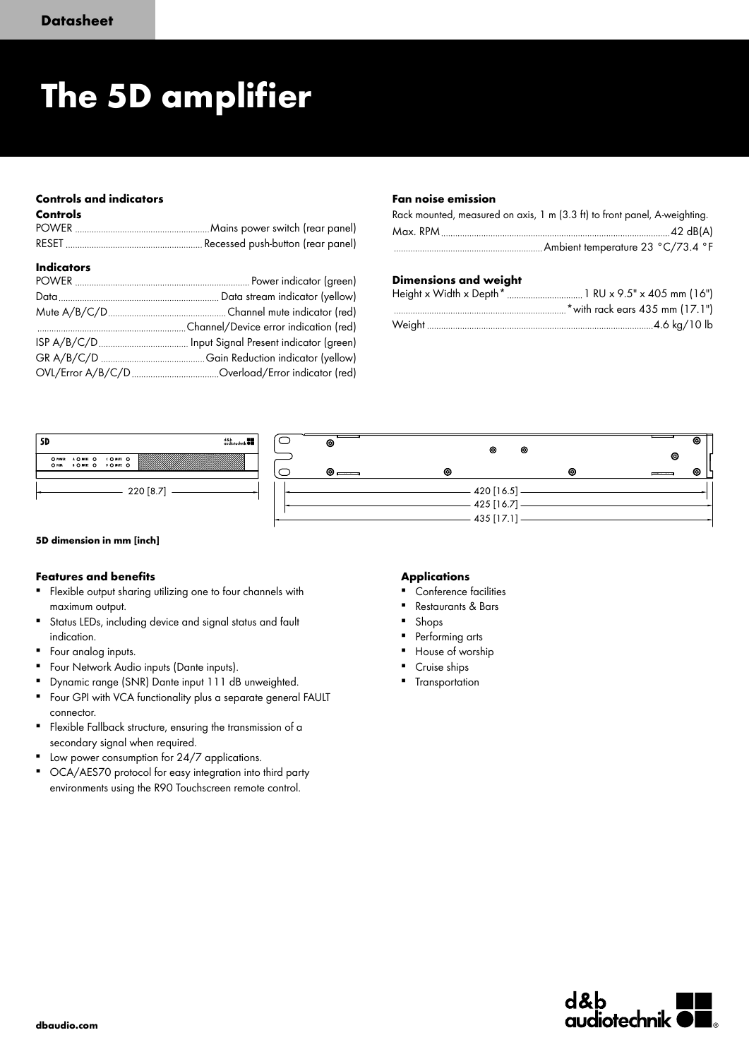# The 5D amplifier

## Controls and indicators

### Controls

| | |
|---|---|
| POWER | Mains power switch (rear panel) |
| RESET | Recessed push-button (rear panel) |

### Indicators

| | |
|---|---|
| POWER | Power indicator (green) |
| Data | Data stream indicator (yellow) |
| Mute A/B/C/D | Channel mute indicator (red) |
| | Channel/Device error indication (red) |
| ISP A/B/C/D | Input Signal Present indicator (green) |
| GR A/B/C/D | Gain Reduction indicator (yellow) |
| OVL/Error A/B/C/D | Overload/Error indicator (red) |

## Fan noise emission

Rack mounted, measured on axis, 1 m (3.3 ft) to front panel, A-weighting.

| | |
|---|---|
| Max. RPM | 42 dB(A) |
| | Ambient temperature 23 °C/73.4 °F |

## Dimensions and weight

| | |
|---|---|
| Height x Width x Depth* | 1 RU x 9.5" x 405 mm (16") |
| | *with rack ears 435 mm (17.1") |
| Weight | 4.6 kg/10 lb |

220 [8.7]

420 [16.5]

425 [16.7]

435 [17.1]

**5D dimension in mm [inch]**

## Features and benefits

- Flexible output sharing utilizing one to four channels with maximum output.
- Status LEDs, including device and signal status and fault indication.
- Four analog inputs.
- Four Network Audio inputs (Dante inputs).
- Dynamic range (SNR) Dante input 111 dB unweighted.
- Four GPI with VCA functionality plus a separate general FAULT connector.
- Flexible Fallback structure, ensuring the transmission of a secondary signal when required.
- Low power consumption for 24/7 applications.
- OCA/AES70 protocol for easy integration into third party environments using the R90 Touchscreen remote control.

## Applications

- Conference facilities
- Restaurants & Bars
- Shops
- Performing arts
- House of worship
- Cruise ships
- Transportation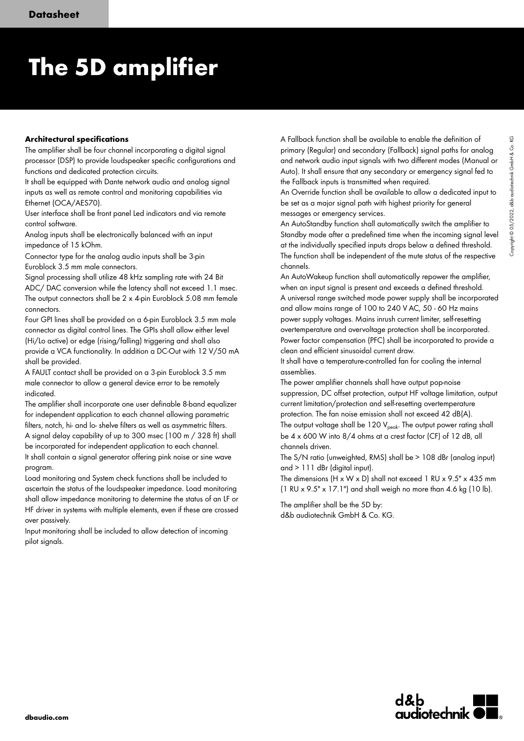# The 5D amplifier

**Architectural specifications**

The amplifier shall be four channel incorporating a digital signal processor (DSP) to provide loudspeaker specific configurations and functions and dedicated protection circuits.

It shall be equipped with Dante network audio and analog signal inputs as well as remote control and monitoring capabilities via Ethernet (OCA/AES70).

User interface shall be front panel Led indicators and via remote control software.

Analog inputs shall be electronically balanced with an input impedance of 15 kOhm.

Connector type for the analog audio inputs shall be 3-pin Euroblock 3.5 mm male connectors.

Signal processing shall utilize 48 kHz sampling rate with 24 Bit ADC/ DAC conversion while the latency shall not exceed 1.1 msec.

The output connectors shall be 2 x 4-pin Euroblock 5.08 mm female connectors.

Four GPI lines shall be provided on a 6-pin Euroblock 3.5 mm male connector as digital control lines. The GPIs shall allow either level (Hi/Lo active) or edge (rising/falling) triggering and shall also provide a VCA functionality. In addition a DC-Out with 12 V/50 mA shall be provided.

A FAULT contact shall be provided on a 3-pin Euroblock 3.5 mm male connector to allow a general device error to be remotely indicated.

The amplifier shall incorporate one user definable 8-band equalizer for independent application to each channel allowing parametric filters, notch, hi- and lo- shelve filters as well as asymmetric filters.

A signal delay capability of up to 300 msec (100 m / 328 ft) shall be incorporated for independent application to each channel.

It shall contain a signal generator offering pink noise or sine wave program.

Load monitoring and System check functions shall be included to ascertain the status of the loudspeaker impedance. Load monitoring shall allow impedance monitoring to determine the status of an LF or HF driver in systems with multiple elements, even if these are crossed over passively.

Input monitoring shall be included to allow detection of incoming pilot signals.

A Fallback function shall be available to enable the definition of primary (Regular) and secondary (Fallback) signal paths for analog and network audio input signals with two different modes (Manual or Auto). It shall ensure that any secondary or emergency signal fed to the Fallback inputs is transmitted when required.

An Override function shall be available to allow a dedicated input to be set as a major signal path with highest priority for general messages or emergency services.

An AutoStandby function shall automatically switch the amplifier to Standby mode after a predefined time when the incoming signal level at the individually specified inputs drops below a defined threshold. The function shall be independent of the mute status of the respective channels.

An AutoWakeup function shall automatically repower the amplifier, when an input signal is present and exceeds a defined threshold.

A universal range switched mode power supply shall be incorporated and allow mains range of 100 to 240 V AC, 50 - 60 Hz mains power supply voltages. Mains inrush current limiter, self-resetting overtemperature and overvoltage protection shall be incorporated.

Power factor compensation (PFC) shall be incorporated to provide a clean and efficient sinusoidal current draw.

It shall have a temperature-controlled fan for cooling the internal assemblies.

The power amplifier channels shall have output pop-noise suppression, DC offset protection, output HF voltage limitation, output current limitation/protection and self-resetting overtemperature protection. The fan noise emission shall not exceed 42 dB(A).

The output voltage shall be 120 $V_{peak}$. The output power rating shall be 4 x 600 W into 8/4 ohms at a crest factor (CF) of 12 dB, all channels driven.

The S/N ratio (unweighted, RMS) shall be > 108 dBr (analog input) and > 111 dBr (digital input).

The dimensions (H x W x D) shall not exceed 1 RU x 9.5" x 435 mm (1 RU x 9.5" x 17.1") and shall weigh no more than 4.6 kg (10 lb).

The amplifier shall be the 5D by:
d&b audiotechnik GmbH & Co. KG.